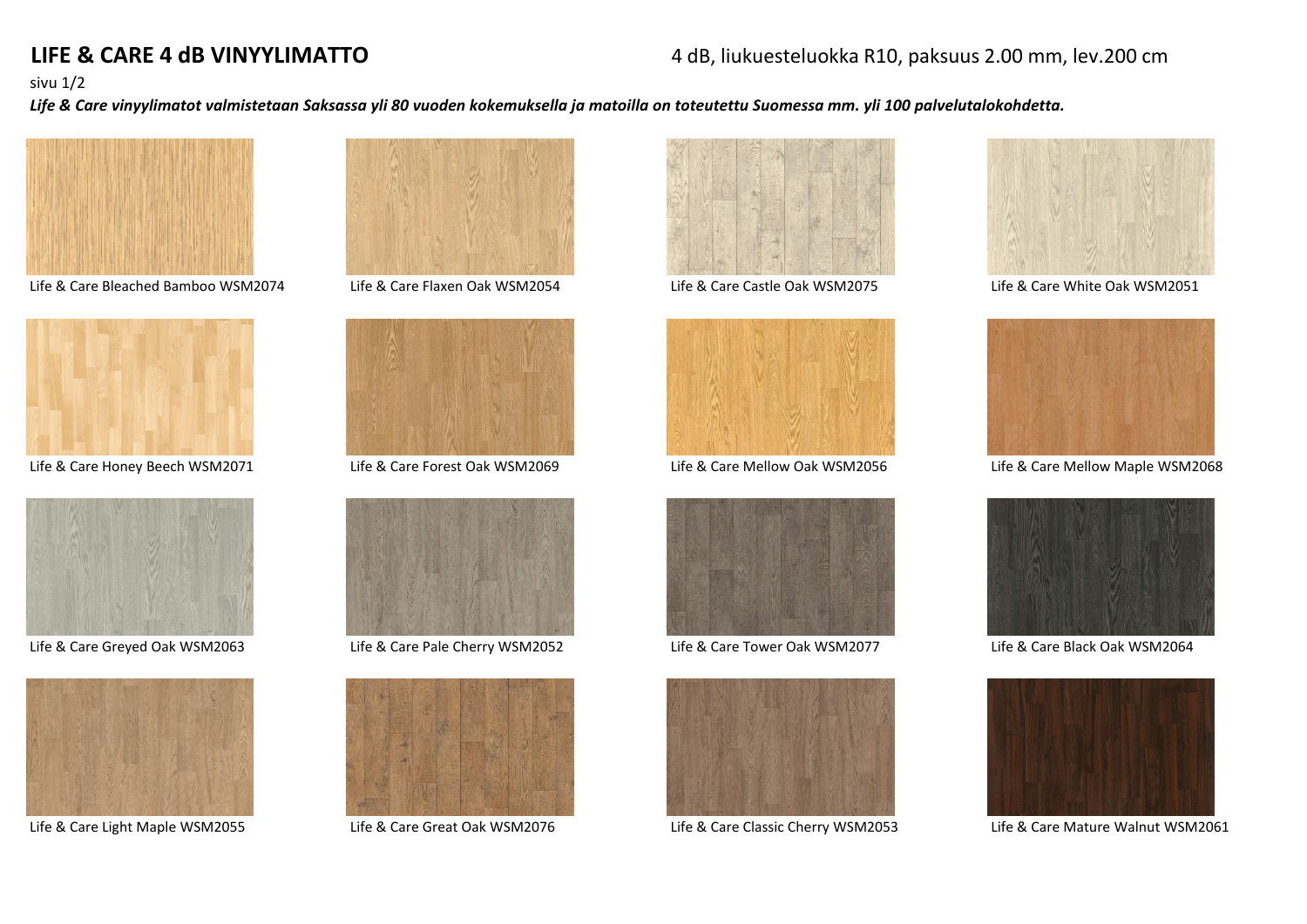# LIFE & CARE 4 dB VINYYLIMATTO

4 dB, liukuesteluokka R10, paksuus 2.00 mm, lev.200 cm

sivu 1/2

***Life & Care vinyylimatot valmistetaan Saksassa yli 80 vuoden kokemuksella ja matoilla on toteutettu Suomessa mm. yli 100 palvelutalokohdetta.***

Life & Care Bleached Bamboo WSM2074

Life & Care Flaxen Oak WSM2054

Life & Care Castle Oak WSM2075

Life & Care White Oak WSM2051

Life & Care Honey Beech WSM2071

Life & Care Forest Oak WSM2069

Life & Care Mellow Oak WSM2056

Life & Care Mellow Maple WSM2068

Life & Care Greyed Oak WSM2063

Life & Care Pale Cherry WSM2052

Life & Care Tower Oak WSM2077

Life & Care Black Oak WSM2064

Life & Care Light Maple WSM2055

Life & Care Great Oak WSM2076

Life & Care Classic Cherry WSM2053

Life & Care Mature Walnut WSM2061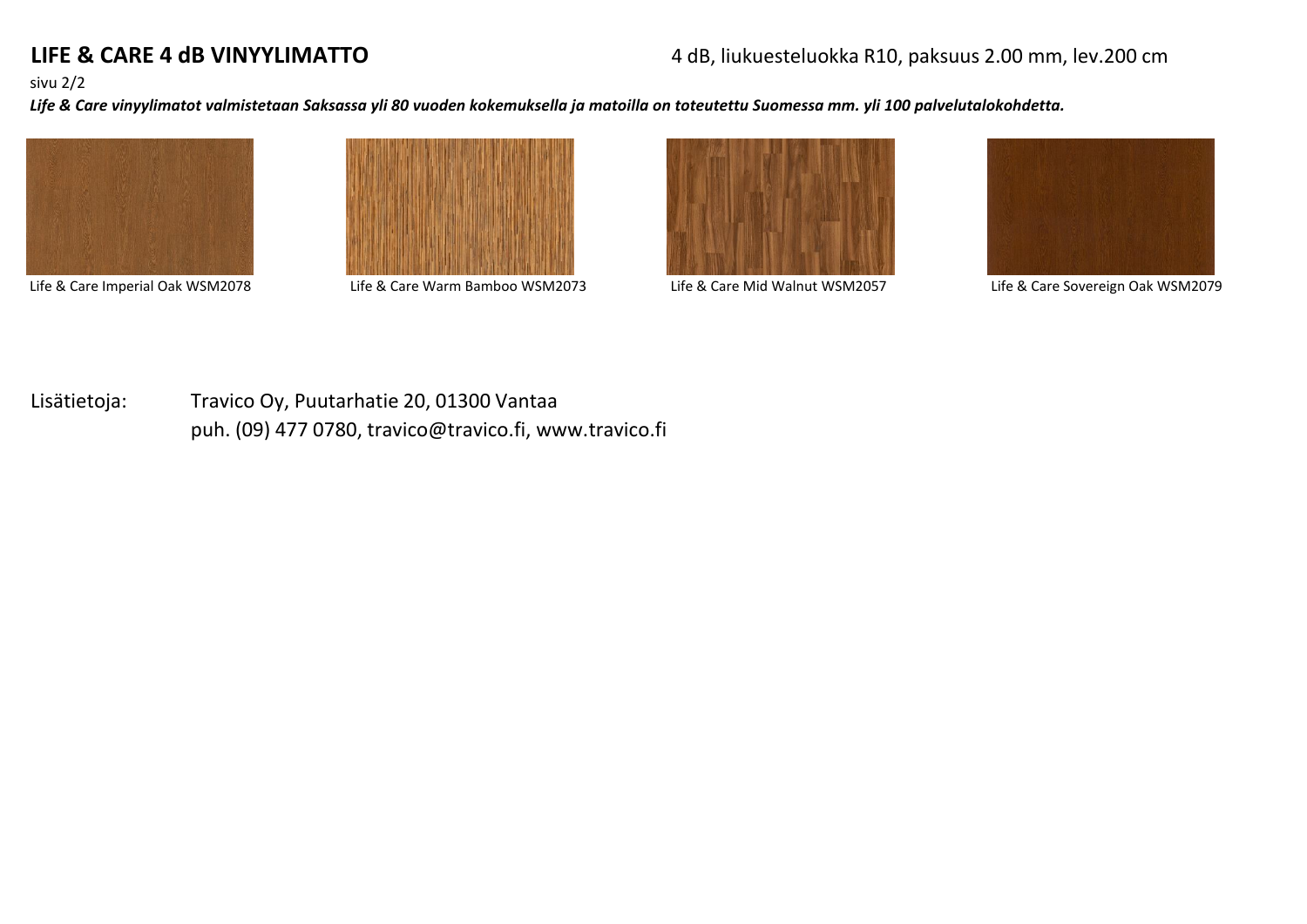# LIFE & CARE 4 dB VINYYLIMATTO

4 dB, liukuesteluokka R10, paksuus 2.00 mm, lev.200 cm

sivu 2/2

***Life & Care vinyylimatot valmistetaan Saksassa yli 80 vuoden kokemuksella ja matoilla on toteutettu Suomessa mm. yli 100 palvelutalokohdetta.***

Life & Care Imperial Oak WSM2078

Life & Care Warm Bamboo WSM2073

Life & Care Mid Walnut WSM2057

Life & Care Sovereign Oak WSM2079

Lisätietoja: Travico Oy, Puutarhatie 20, 01300 Vantaa
puh. (09) 477 0780, travico@travico.fi, www.travico.fi